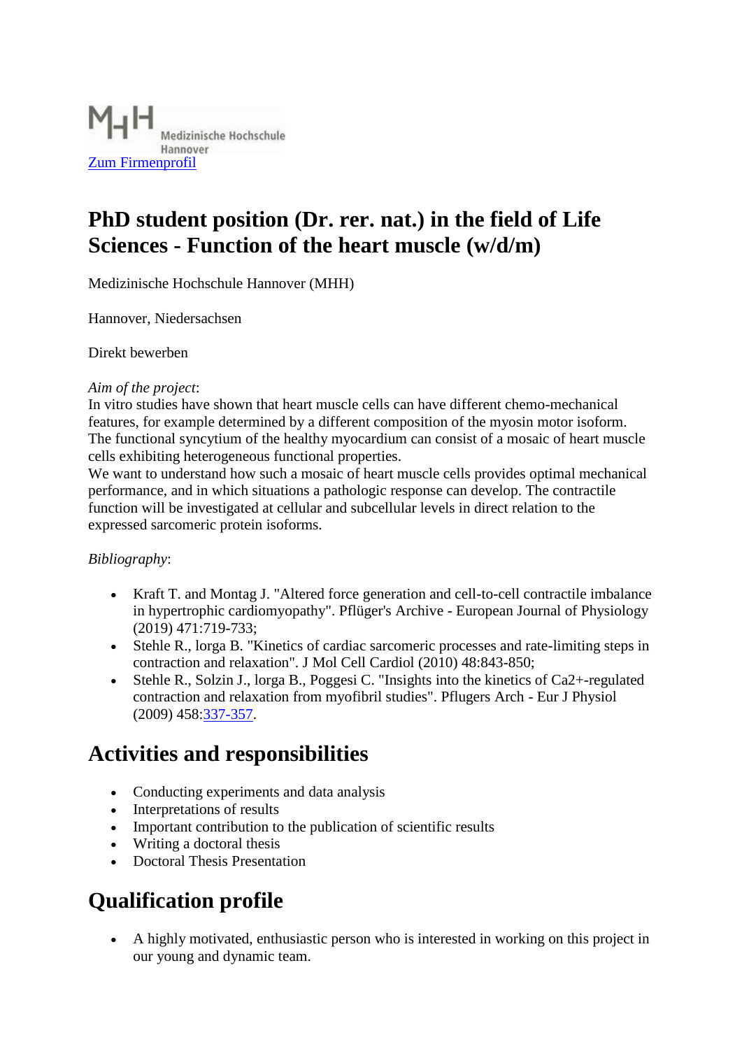Medizinische Hochschule Hannover

Zum Firmenprofil

# PhD student position (Dr. rer. nat.) in the field of Life Sciences - Function of the heart muscle (w/d/m)

Medizinische Hochschule Hannover (MHH)

Hannover, Niedersachsen

Direkt bewerben

*Aim of the project*:
In vitro studies have shown that heart muscle cells can have different chemo-mechanical features, for example determined by a different composition of the myosin motor isoform. The functional syncytium of the healthy myocardium can consist of a mosaic of heart muscle cells exhibiting heterogeneous functional properties.
We want to understand how such a mosaic of heart muscle cells provides optimal mechanical performance, and in which situations a pathologic response can develop. The contractile function will be investigated at cellular and subcellular levels in direct relation to the expressed sarcomeric protein isoforms.

*Bibliography*:

- Kraft T. and Montag J. "Altered force generation and cell-to-cell contractile imbalance in hypertrophic cardiomyopathy". Pflüger's Archive - European Journal of Physiology (2019) 471:719-733;
- Stehle R., lorga B. "Kinetics of cardiac sarcomeric processes and rate-limiting steps in contraction and relaxation". J Mol Cell Cardiol (2010) 48:843-850;
- Stehle R., Solzin J., lorga B., Poggesi C. "Insights into the kinetics of Ca2+-regulated contraction and relaxation from myofibril studies". Pflugers Arch - Eur J Physiol (2009) 458:337-357.

## Activities and responsibilities

- Conducting experiments and data analysis
- Interpretations of results
- Important contribution to the publication of scientific results
- Writing a doctoral thesis
- Doctoral Thesis Presentation

## Qualification profile

- A highly motivated, enthusiastic person who is interested in working on this project in our young and dynamic team.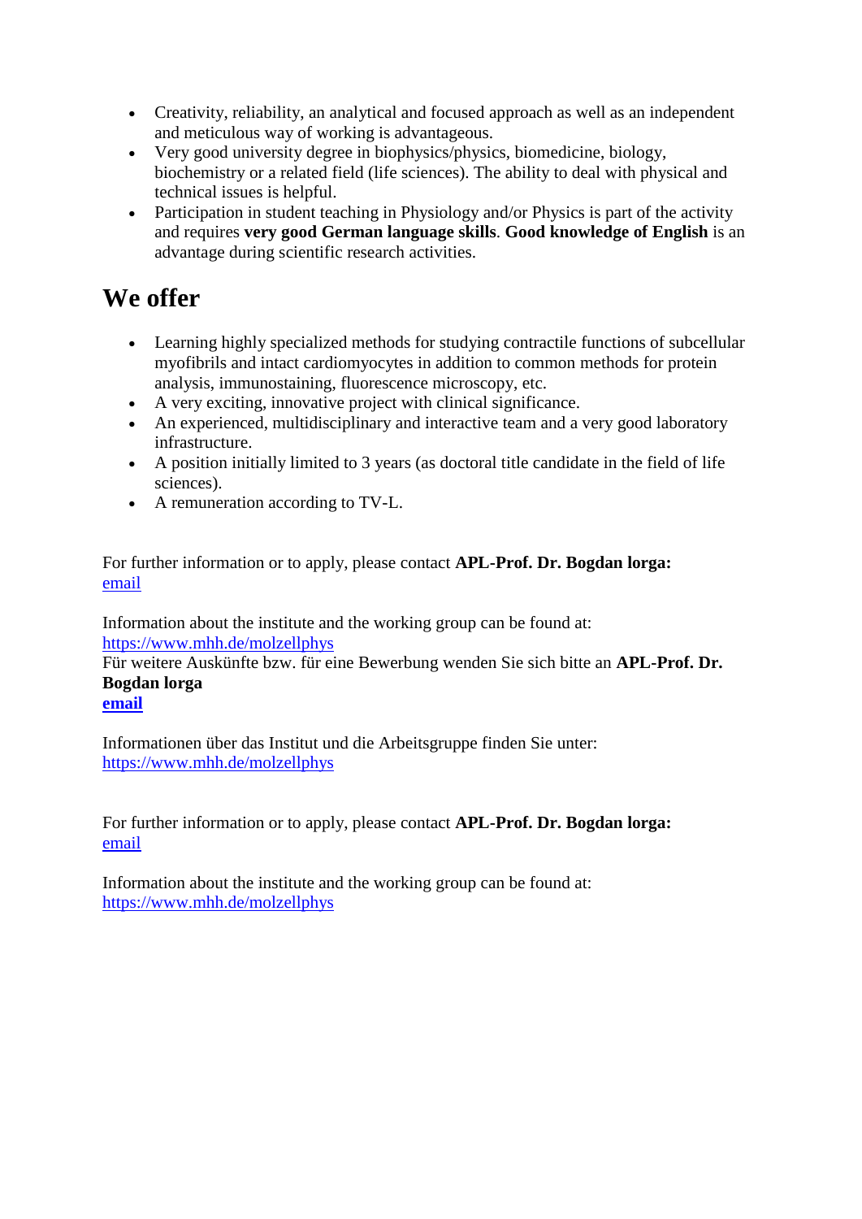- Creativity, reliability, an analytical and focused approach as well as an independent and meticulous way of working is advantageous.
- Very good university degree in biophysics/physics, biomedicine, biology, biochemistry or a related field (life sciences). The ability to deal with physical and technical issues is helpful.
- Participation in student teaching in Physiology and/or Physics is part of the activity and requires **very good German language skills**. **Good knowledge of English** is an advantage during scientific research activities.

## We offer

- Learning highly specialized methods for studying contractile functions of subcellular myofibrils and intact cardiomyocytes in addition to common methods for protein analysis, immunostaining, fluorescence microscopy, etc.
- A very exciting, innovative project with clinical significance.
- An experienced, multidisciplinary and interactive team and a very good laboratory infrastructure.
- A position initially limited to 3 years (as doctoral title candidate in the field of life sciences).
- A remuneration according to TV-L.

For further information or to apply, please contact **APL-Prof. Dr. Bogdan lorga:**
email

Information about the institute and the working group can be found at:
https://www.mhh.de/molzellphys
Für weitere Auskünfte bzw. für eine Bewerbung wenden Sie sich bitte an **APL-Prof. Dr. Bogdan lorga**
**email**

Informationen über das Institut und die Arbeitsgruppe finden Sie unter:
https://www.mhh.de/molzellphys

For further information or to apply, please contact **APL-Prof. Dr. Bogdan lorga:**
email

Information about the institute and the working group can be found at:
https://www.mhh.de/molzellphys